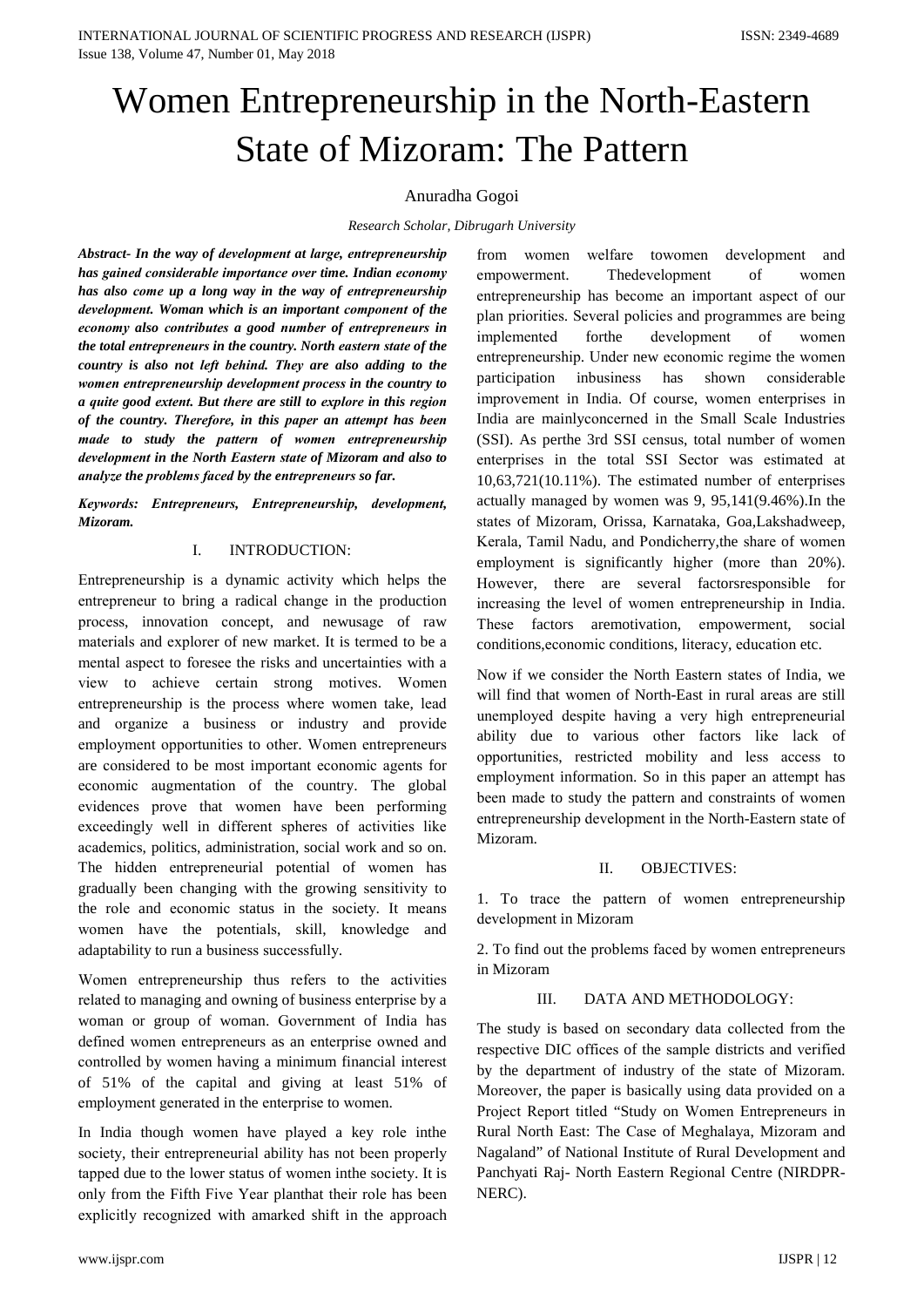# Women Entrepreneurship in the North-Eastern State of Mizoram: The Pattern

Anuradha Gogoi

*Research Scholar, Dibrugarh University*

***Abstract- In the way of development at large, entrepreneurship has gained considerable importance over time. Indian economy has also come up a long way in the way of entrepreneurship development. Woman which is an important component of the economy also contributes a good number of entrepreneurs in the total entrepreneurs in the country. North eastern state of the country is also not left behind. They are also adding to the women entrepreneurship development process in the country to a quite good extent. But there are still to explore in this region of the country. Therefore, in this paper an attempt has been made to study the pattern of women entrepreneurship development in the North Eastern state of Mizoram and also to analyze the problems faced by the entrepreneurs so far.***

***Keywords: Entrepreneurs, Entrepreneurship, development, Mizoram.***

## I. INTRODUCTION:

Entrepreneurship is a dynamic activity which helps the entrepreneur to bring a radical change in the production process, innovation concept, and newusage of raw materials and explorer of new market. It is termed to be a mental aspect to foresee the risks and uncertainties with a view to achieve certain strong motives. Women entrepreneurship is the process where women take, lead and organize a business or industry and provide employment opportunities to other. Women entrepreneurs are considered to be most important economic agents for economic augmentation of the country. The global evidences prove that women have been performing exceedingly well in different spheres of activities like academics, politics, administration, social work and so on. The hidden entrepreneurial potential of women has gradually been changing with the growing sensitivity to the role and economic status in the society. It means women have the potentials, skill, knowledge and adaptability to run a business successfully.

Women entrepreneurship thus refers to the activities related to managing and owning of business enterprise by a woman or group of woman. Government of India has defined women entrepreneurs as an enterprise owned and controlled by women having a minimum financial interest of 51% of the capital and giving at least 51% of employment generated in the enterprise to women.

In India though women have played a key role inthe society, their entrepreneurial ability has not been properly tapped due to the lower status of women inthe society. It is only from the Fifth Five Year planthat their role has been explicitly recognized with amarked shift in the approach from women welfare towomen development and empowerment. Thedevelopment of women entrepreneurship has become an important aspect of our plan priorities. Several policies and programmes are being implemented forthe development of women entrepreneurship. Under new economic regime the women participation inbusiness has shown considerable improvement in India. Of course, women enterprises in India are mainlyconcerned in the Small Scale Industries (SSI). As perthe 3rd SSI census, total number of women enterprises in the total SSI Sector was estimated at 10,63,721(10.11%). The estimated number of enterprises actually managed by women was 9, 95,141(9.46%).In the states of Mizoram, Orissa, Karnataka, Goa,Lakshadweep, Kerala, Tamil Nadu, and Pondicherry,the share of women employment is significantly higher (more than 20%). However, there are several factorsresponsible for increasing the level of women entrepreneurship in India. These factors aremotivation, empowerment, social conditions,economic conditions, literacy, education etc.

Now if we consider the North Eastern states of India, we will find that women of North-East in rural areas are still unemployed despite having a very high entrepreneurial ability due to various other factors like lack of opportunities, restricted mobility and less access to employment information. So in this paper an attempt has been made to study the pattern and constraints of women entrepreneurship development in the North-Eastern state of Mizoram.

## II. OBJECTIVES:

1. To trace the pattern of women entrepreneurship development in Mizoram

2. To find out the problems faced by women entrepreneurs in Mizoram

## III. DATA AND METHODOLOGY:

The study is based on secondary data collected from the respective DIC offices of the sample districts and verified by the department of industry of the state of Mizoram. Moreover, the paper is basically using data provided on a Project Report titled "Study on Women Entrepreneurs in Rural North East: The Case of Meghalaya, Mizoram and Nagaland" of National Institute of Rural Development and Panchyati Raj- North Eastern Regional Centre (NIRDPR-NERC).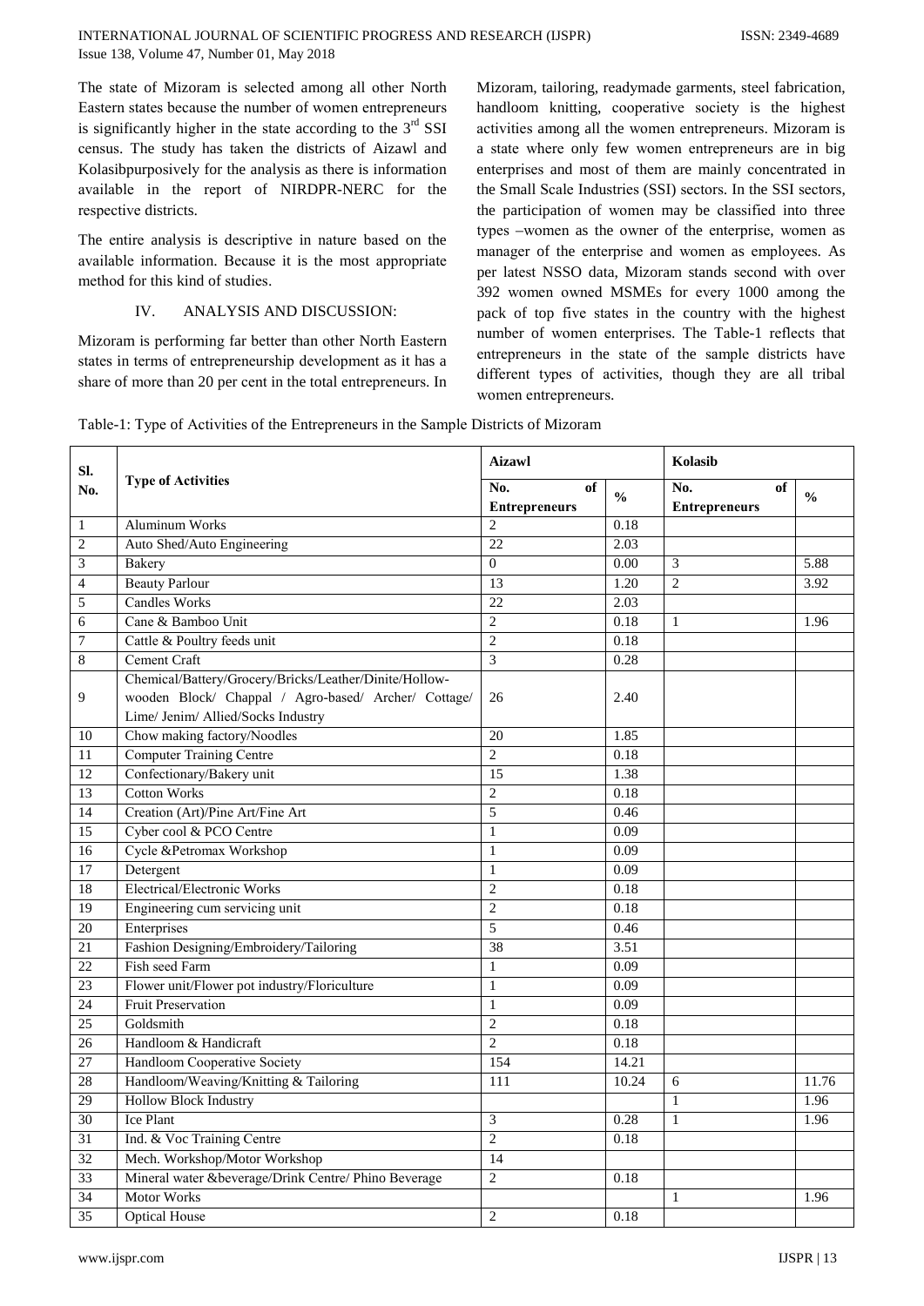The state of Mizoram is selected among all other North Eastern states because the number of women entrepreneurs is significantly higher in the state according to the 3rd SSI census. The study has taken the districts of Aizawl and Kolasibpurposively for the analysis as there is information available in the report of NIRDPR-NERC for the respective districts.

The entire analysis is descriptive in nature based on the available information. Because it is the most appropriate method for this kind of studies.

## IV. ANALYSIS AND DISCUSSION:

Mizoram is performing far better than other North Eastern states in terms of entrepreneurship development as it has a share of more than 20 per cent in the total entrepreneurs. In Mizoram, tailoring, readymade garments, steel fabrication, handloom knitting, cooperative society is the highest activities among all the women entrepreneurs. Mizoram is a state where only few women entrepreneurs are in big enterprises and most of them are mainly concentrated in the Small Scale Industries (SSI) sectors. In the SSI sectors, the participation of women may be classified into three types –women as the owner of the enterprise, women as manager of the enterprise and women as employees. As per latest NSSO data, Mizoram stands second with over 392 women owned MSMEs for every 1000 among the pack of top five states in the country with the highest number of women enterprises. The Table-1 reflects that entrepreneurs in the state of the sample districts have different types of activities, though they are all tribal women entrepreneurs.

Table-1: Type of Activities of the Entrepreneurs in the Sample Districts of Mizoram

| Sl. No. | Type of Activities | Aizawl | | Kolasib | |
|---|---|---|---|---|---|
| | | No. of Entrepreneurs | % | No. of Entrepreneurs | % |
| 1 | Aluminum Works | 2 | 0.18 | | |
| 2 | Auto Shed/Auto Engineering | 22 | 2.03 | | |
| 3 | Bakery | 0 | 0.00 | 3 | 5.88 |
| 4 | Beauty Parlour | 13 | 1.20 | 2 | 3.92 |
| 5 | Candles Works | 22 | 2.03 | | |
| 6 | Cane & Bamboo Unit | 2 | 0.18 | 1 | 1.96 |
| 7 | Cattle & Poultry feeds unit | 2 | 0.18 | | |
| 8 | Cement Craft | 3 | 0.28 | | |
| 9 | Chemical/Battery/Grocery/Bricks/Leather/Dinite/Hollow-wooden Block/ Chappal / Agro-based/ Archer/ Cottage/ Lime/ Jenim/ Allied/Socks Industry | 26 | 2.40 | | |
| 10 | Chow making factory/Noodles | 20 | 1.85 | | |
| 11 | Computer Training Centre | 2 | 0.18 | | |
| 12 | Confectionary/Bakery unit | 15 | 1.38 | | |
| 13 | Cotton Works | 2 | 0.18 | | |
| 14 | Creation (Art)/Pine Art/Fine Art | 5 | 0.46 | | |
| 15 | Cyber cool & PCO Centre | 1 | 0.09 | | |
| 16 | Cycle &Petromax Workshop | 1 | 0.09 | | |
| 17 | Detergent | 1 | 0.09 | | |
| 18 | Electrical/Electronic Works | 2 | 0.18 | | |
| 19 | Engineering cum servicing unit | 2 | 0.18 | | |
| 20 | Enterprises | 5 | 0.46 | | |
| 21 | Fashion Designing/Embroidery/Tailoring | 38 | 3.51 | | |
| 22 | Fish seed Farm | 1 | 0.09 | | |
| 23 | Flower unit/Flower pot industry/Floriculture | 1 | 0.09 | | |
| 24 | Fruit Preservation | 1 | 0.09 | | |
| 25 | Goldsmith | 2 | 0.18 | | |
| 26 | Handloom & Handicraft | 2 | 0.18 | | |
| 27 | Handloom Cooperative Society | 154 | 14.21 | | |
| 28 | Handloom/Weaving/Knitting & Tailoring | 111 | 10.24 | 6 | 11.76 |
| 29 | Hollow Block Industry | | | 1 | 1.96 |
| 30 | Ice Plant | 3 | 0.28 | 1 | 1.96 |
| 31 | Ind. & Voc Training Centre | 2 | 0.18 | | |
| 32 | Mech. Workshop/Motor Workshop | 14 | | | |
| 33 | Mineral water &beverage/Drink Centre/ Phino Beverage | 2 | 0.18 | | |
| 34 | Motor Works | | | 1 | 1.96 |
| 35 | Optical House | 2 | 0.18 | | |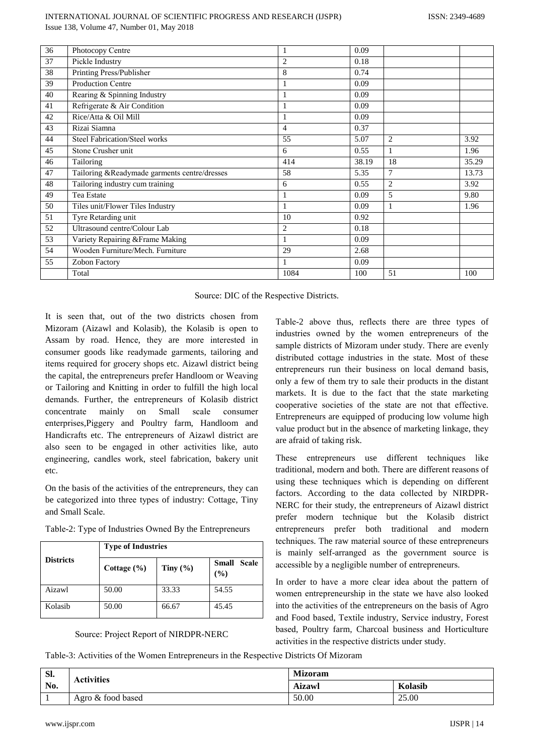| 36 | Photocopy Centre | 1 | 0.09 | | |
|---|---|---|---|---|---|
| 37 | Pickle Industry | 2 | 0.18 | | |
| 38 | Printing Press/Publisher | 8 | 0.74 | | |
| 39 | Production Centre | 1 | 0.09 | | |
| 40 | Rearing & Spinning Industry | 1 | 0.09 | | |
| 41 | Refrigerate & Air Condition | 1 | 0.09 | | |
| 42 | Rice/Atta & Oil Mill | 1 | 0.09 | | |
| 43 | Rizai Siamna | 4 | 0.37 | | |
| 44 | Steel Fabrication/Steel works | 55 | 5.07 | 2 | 3.92 |
| 45 | Stone Crusher unit | 6 | 0.55 | 1 | 1.96 |
| 46 | Tailoring | 414 | 38.19 | 18 | 35.29 |
| 47 | Tailoring &Readymade garments centre/dresses | 58 | 5.35 | 7 | 13.73 |
| 48 | Tailoring industry cum training | 6 | 0.55 | 2 | 3.92 |
| 49 | Tea Estate | 1 | 0.09 | 5 | 9.80 |
| 50 | Tiles unit/Flower Tiles Industry | 1 | 0.09 | 1 | 1.96 |
| 51 | Tyre Retarding unit | 10 | 0.92 | | |
| 52 | Ultrasound centre/Colour Lab | 2 | 0.18 | | |
| 53 | Variety Repairing &Frame Making | 1 | 0.09 | | |
| 54 | Wooden Furniture/Mech. Furniture | 29 | 2.68 | | |
| 55 | Zobon Factory | 1 | 0.09 | | |
| | Total | 1084 | 100 | 51 | 100 |

Source: DIC of the Respective Districts.

It is seen that, out of the two districts chosen from Mizoram (Aizawl and Kolasib), the Kolasib is open to Assam by road. Hence, they are more interested in consumer goods like readymade garments, tailoring and items required for grocery shops etc. Aizawl district being the capital, the entrepreneurs prefer Handloom or Weaving or Tailoring and Knitting in order to fulfill the high local demands. Further, the entrepreneurs of Kolasib district concentrate mainly on Small scale consumer enterprises,Piggery and Poultry farm, Handloom and Handicrafts etc. The entrepreneurs of Aizawl district are also seen to be engaged in other activities like, auto engineering, candles work, steel fabrication, bakery unit etc.

On the basis of the activities of the entrepreneurs, they can be categorized into three types of industry: Cottage, Tiny and Small Scale.

Table-2: Type of Industries Owned By the Entrepreneurs

| Districts | Type of Industries | | |
|---|---|---|---|
| | Cottage (%) | Tiny (%) | Small Scale (%) |
| Aizawl | 50.00 | 33.33 | 54.55 |
| Kolasib | 50.00 | 66.67 | 45.45 |

Source: Project Report of NIRDPR-NERC

Table-2 above thus, reflects there are three types of industries owned by the women entrepreneurs of the sample districts of Mizoram under study. There are evenly distributed cottage industries in the state. Most of these entrepreneurs run their business on local demand basis, only a few of them try to sale their products in the distant markets. It is due to the fact that the state marketing cooperative societies of the state are not that effective. Entrepreneurs are equipped of producing low volume high value product but in the absence of marketing linkage, they are afraid of taking risk.

These entrepreneurs use different techniques like traditional, modern and both. There are different reasons of using these techniques which is depending on different factors. According to the data collected by NIRDPR-NERC for their study, the entrepreneurs of Aizawl district prefer modern technique but the Kolasib district entrepreneurs prefer both traditional and modern techniques. The raw material source of these entrepreneurs is mainly self-arranged as the government source is accessible by a negligible number of entrepreneurs.

In order to have a more clear idea about the pattern of women entrepreneurship in the state we have also looked into the activities of the entrepreneurs on the basis of Agro and Food based, Textile industry, Service industry, Forest based, Poultry farm, Charcoal business and Horticulture activities in the respective districts under study.

Table-3: Activities of the Women Entrepreneurs in the Respective Districts Of Mizoram

| Sl. No. | Activities | Mizoram | |
|---|---|---|---|
| | | Aizawl | Kolasib |
| 1 | Agro & food based | 50.00 | 25.00 |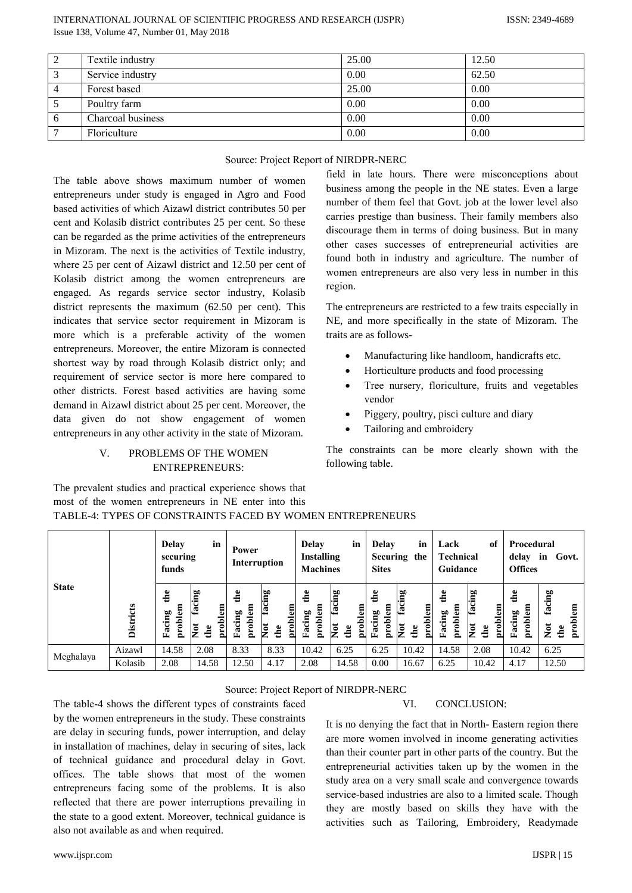| 2 | Textile industry | 25.00 | 12.50 |
|---|---|---|---|
| 3 | Service industry | 0.00 | 62.50 |
| 4 | Forest based | 25.00 | 0.00 |
| 5 | Poultry farm | 0.00 | 0.00 |
| 6 | Charcoal business | 0.00 | 0.00 |
| 7 | Floriculture | 0.00 | 0.00 |

Source: Project Report of NIRDPR-NERC

The table above shows maximum number of women entrepreneurs under study is engaged in Agro and Food based activities of which Aizawl district contributes 50 per cent and Kolasib district contributes 25 per cent. So these can be regarded as the prime activities of the entrepreneurs in Mizoram. The next is the activities of Textile industry, where 25 per cent of Aizawl district and 12.50 per cent of Kolasib district among the women entrepreneurs are engaged. As regards service sector industry, Kolasib district represents the maximum (62.50 per cent). This indicates that service sector requirement in Mizoram is more which is a preferable activity of the women entrepreneurs. Moreover, the entire Mizoram is connected shortest way by road through Kolasib district only; and requirement of service sector is more here compared to other districts. Forest based activities are having some demand in Aizawl district about 25 per cent. Moreover, the data given do not show engagement of women entrepreneurs in any other activity in the state of Mizoram.

## V. PROBLEMS OF THE WOMEN ENTREPRENEURS:

The prevalent studies and practical experience shows that most of the women entrepreneurs in NE enter into this field in late hours. There were misconceptions about business among the people in the NE states. Even a large number of them feel that Govt. job at the lower level also carries prestige than business. Their family members also discourage them in terms of doing business. But in many other cases successes of entrepreneurial activities are found both in industry and agriculture. The number of women entrepreneurs are also very less in number in this region.

The entrepreneurs are restricted to a few traits especially in NE, and more specifically in the state of Mizoram. The traits are as follows-

- Manufacturing like handloom, handicrafts etc.
- Horticulture products and food processing
- Tree nursery, floriculture, fruits and vegetables vendor
- Piggery, poultry, pisci culture and diary
- Tailoring and embroidery

The constraints can be more clearly shown with the following table.

TABLE-4: TYPES OF CONSTRAINTS FACED BY WOMEN ENTREPRENEURS

| State | Districts | Delay in securing funds | | Power Interruption | | Delay in Installing Machines | | Delay in Securing the Sites | | Lack of Technical Guidance | | Procedural delay in Govt. Offices | |
|---|---|---|---|---|---|---|---|---|---|---|---|---|---|
| | | Facing the problem | Not facing the problem | Facing the problem | Not facing the problem | Facing the problem | Not facing the problem | Facing the problem | Not facing the problem | Facing the problem | Not facing the problem | Facing the problem | Not facing the problem |
| Meghalaya | Aizawl | 14.58 | 2.08 | 8.33 | 8.33 | 10.42 | 6.25 | 6.25 | 10.42 | 14.58 | 2.08 | 10.42 | 6.25 |
| | Kolasib | 2.08 | 14.58 | 12.50 | 4.17 | 2.08 | 14.58 | 0.00 | 16.67 | 6.25 | 10.42 | 4.17 | 12.50 |

Source: Project Report of NIRDPR-NERC

The table-4 shows the different types of constraints faced by the women entrepreneurs in the study. These constraints are delay in securing funds, power interruption, and delay in installation of machines, delay in securing of sites, lack of technical guidance and procedural delay in Govt. offices. The table shows that most of the women entrepreneurs facing some of the problems. It is also reflected that there are power interruptions prevailing in the state to a good extent. Moreover, technical guidance is also not available as and when required.

## VI. CONCLUSION:

It is no denying the fact that in North- Eastern region there are more women involved in income generating activities than their counter part in other parts of the country. But the entrepreneurial activities taken up by the women in the study area on a very small scale and convergence towards service-based industries are also to a limited scale. Though they are mostly based on skills they have with the activities such as Tailoring, Embroidery, Readymade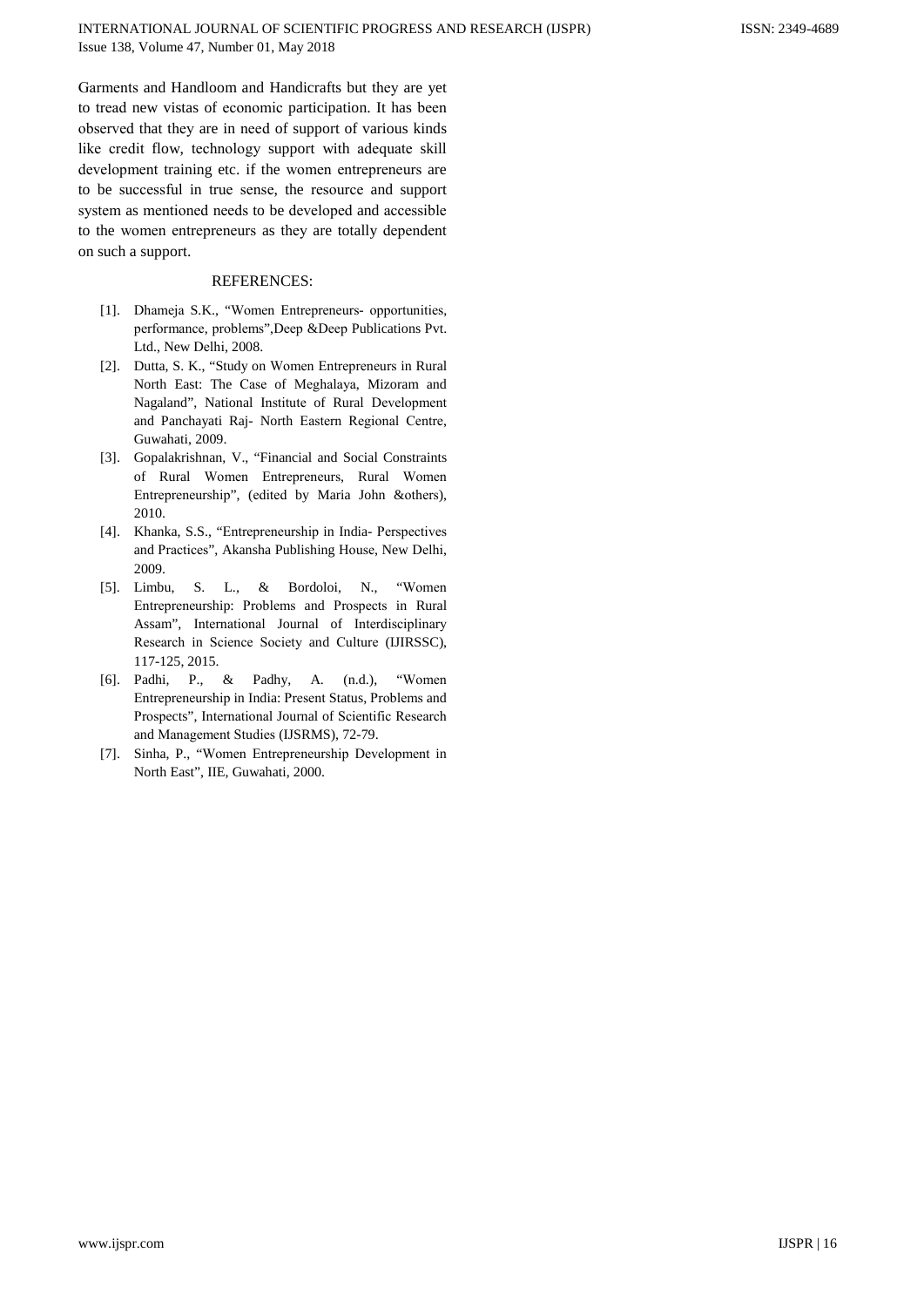Garments and Handloom and Handicrafts but they are yet to tread new vistas of economic participation. It has been observed that they are in need of support of various kinds like credit flow, technology support with adequate skill development training etc. if the women entrepreneurs are to be successful in true sense, the resource and support system as mentioned needs to be developed and accessible to the women entrepreneurs as they are totally dependent on such a support.

## REFERENCES:

[1]. Dhameja S.K., "Women Entrepreneurs- opportunities, performance, problems",Deep &Deep Publications Pvt. Ltd., New Delhi, 2008.

[2]. Dutta, S. K., "Study on Women Entrepreneurs in Rural North East: The Case of Meghalaya, Mizoram and Nagaland", National Institute of Rural Development and Panchayati Raj- North Eastern Regional Centre, Guwahati, 2009.

[3]. Gopalakrishnan, V., "Financial and Social Constraints of Rural Women Entrepreneurs, Rural Women Entrepreneurship", (edited by Maria John &others), 2010.

[4]. Khanka, S.S., "Entrepreneurship in India- Perspectives and Practices", Akansha Publishing House, New Delhi, 2009.

[5]. Limbu, S. L., & Bordoloi, N., "Women Entrepreneurship: Problems and Prospects in Rural Assam", International Journal of Interdisciplinary Research in Science Society and Culture (IJIRSSC), 117-125, 2015.

[6]. Padhi, P., & Padhy, A. (n.d.), "Women Entrepreneurship in India: Present Status, Problems and Prospects", International Journal of Scientific Research and Management Studies (IJSRMS), 72-79.

[7]. Sinha, P., "Women Entrepreneurship Development in North East", IIE, Guwahati, 2000.